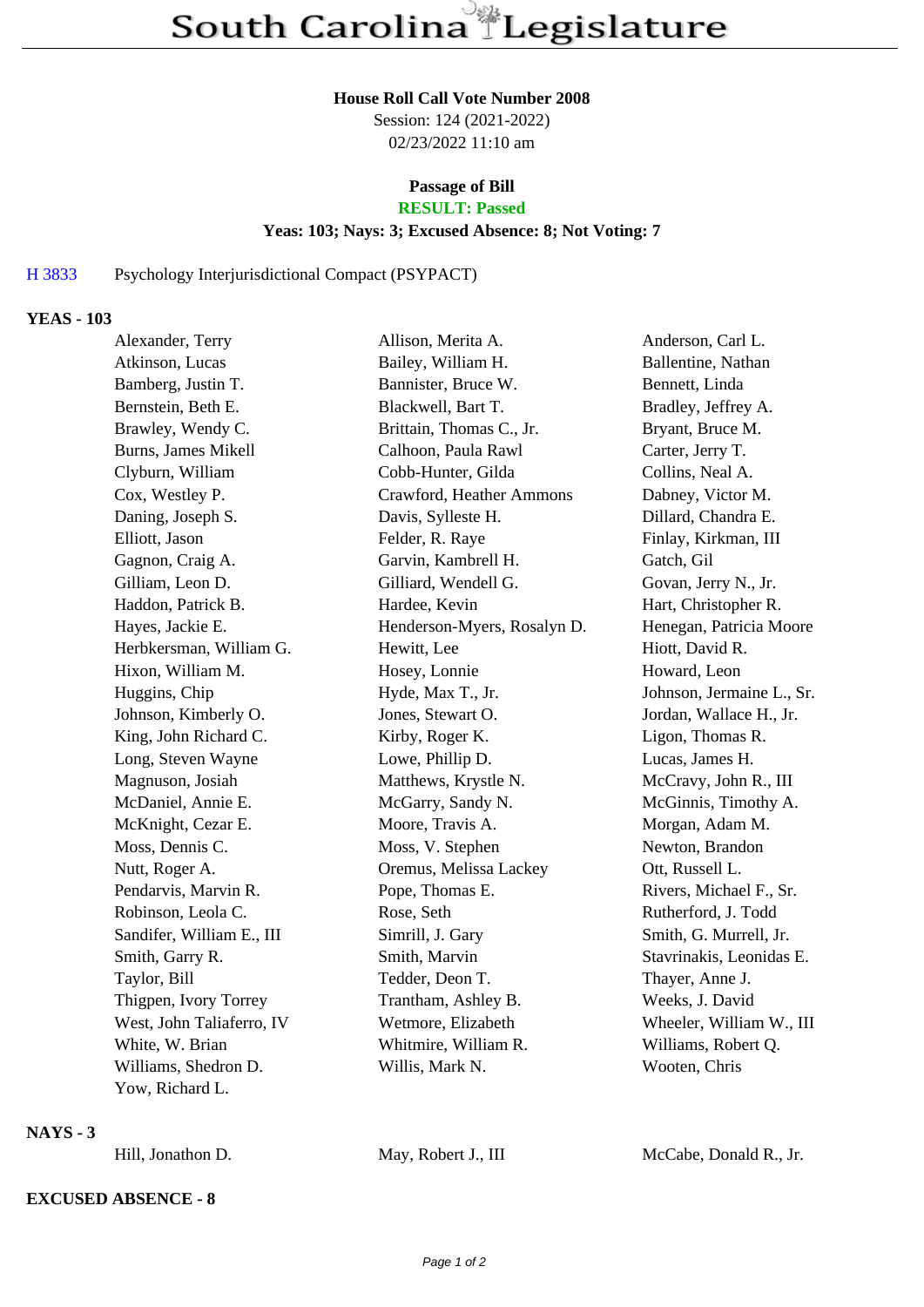# South Carolina Legislature

**House Roll Call Vote Number 2008**
Session: 124 (2021-2022)
02/23/2022 11:10 am

**Passage of Bill**
**RESULT: Passed**
**Yeas: 103; Nays: 3; Excused Absence: 8; Not Voting: 7**

H 3833 Psychology Interjurisdictional Compact (PSYPACT)

## YEAS - 103

| | | |
|---|---|---|
| Alexander, Terry | Allison, Merita A. | Anderson, Carl L. |
| Atkinson, Lucas | Bailey, William H. | Ballentine, Nathan |
| Bamberg, Justin T. | Bannister, Bruce W. | Bennett, Linda |
| Bernstein, Beth E. | Blackwell, Bart T. | Bradley, Jeffrey A. |
| Brawley, Wendy C. | Brittain, Thomas C., Jr. | Bryant, Bruce M. |
| Burns, James Mikell | Calhoon, Paula Rawl | Carter, Jerry T. |
| Clyburn, William | Cobb-Hunter, Gilda | Collins, Neal A. |
| Cox, Westley P. | Crawford, Heather Ammons | Dabney, Victor M. |
| Daning, Joseph S. | Davis, Sylleste H. | Dillard, Chandra E. |
| Elliott, Jason | Felder, R. Raye | Finlay, Kirkman, III |
| Gagnon, Craig A. | Garvin, Kambrell H. | Gatch, Gil |
| Gilliam, Leon D. | Gilliard, Wendell G. | Govan, Jerry N., Jr. |
| Haddon, Patrick B. | Hardee, Kevin | Hart, Christopher R. |
| Hayes, Jackie E. | Henderson-Myers, Rosalyn D. | Henegan, Patricia Moore |
| Herbkersman, William G. | Hewitt, Lee | Hiott, David R. |
| Hixon, William M. | Hosey, Lonnie | Howard, Leon |
| Huggins, Chip | Hyde, Max T., Jr. | Johnson, Jermaine L., Sr. |
| Johnson, Kimberly O. | Jones, Stewart O. | Jordan, Wallace H., Jr. |
| King, John Richard C. | Kirby, Roger K. | Ligon, Thomas R. |
| Long, Steven Wayne | Lowe, Phillip D. | Lucas, James H. |
| Magnuson, Josiah | Matthews, Krystle N. | McCravy, John R., III |
| McDaniel, Annie E. | McGarry, Sandy N. | McGinnis, Timothy A. |
| McKnight, Cezar E. | Moore, Travis A. | Morgan, Adam M. |
| Moss, Dennis C. | Moss, V. Stephen | Newton, Brandon |
| Nutt, Roger A. | Oremus, Melissa Lackey | Ott, Russell L. |
| Pendarvis, Marvin R. | Pope, Thomas E. | Rivers, Michael F., Sr. |
| Robinson, Leola C. | Rose, Seth | Rutherford, J. Todd |
| Sandifer, William E., III | Simrill, J. Gary | Smith, G. Murrell, Jr. |
| Smith, Garry R. | Smith, Marvin | Stavrinakis, Leonidas E. |
| Taylor, Bill | Tedder, Deon T. | Thayer, Anne J. |
| Thigpen, Ivory Torrey | Trantham, Ashley B. | Weeks, J. David |
| West, John Taliaferro, IV | Wetmore, Elizabeth | Wheeler, William W., III |
| White, W. Brian | Whitmire, William R. | Williams, Robert Q. |
| Williams, Shedron D. | Willis, Mark N. | Wooten, Chris |
| Yow, Richard L. | | |

## NAYS - 3

| | | |
|---|---|---|
| Hill, Jonathon D. | May, Robert J., III | McCabe, Donald R., Jr. |

## EXCUSED ABSENCE - 8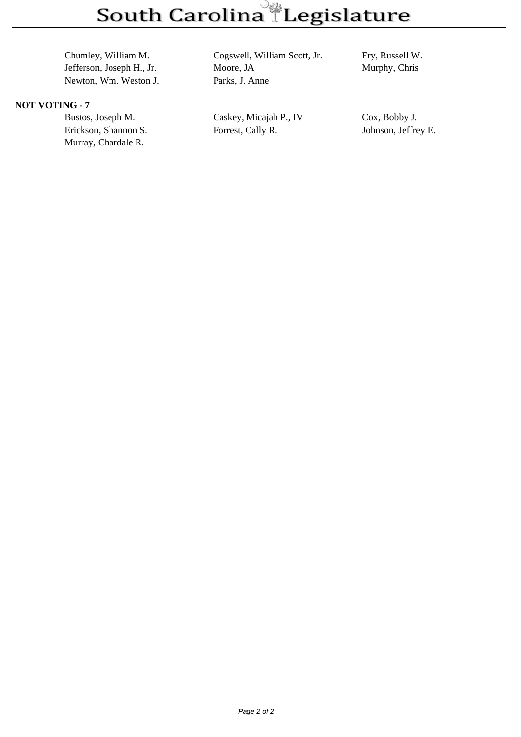Chumley, William M.
Cogswell, William Scott, Jr.
Fry, Russell W.
Jefferson, Joseph H., Jr.
Moore, JA
Murphy, Chris
Newton, Wm. Weston J.
Parks, J. Anne

**NOT VOTING - 7**

Bustos, Joseph M.
Caskey, Micajah P., IV
Cox, Bobby J.
Erickson, Shannon S.
Forrest, Cally R.
Johnson, Jeffrey E.
Murray, Chardale R.